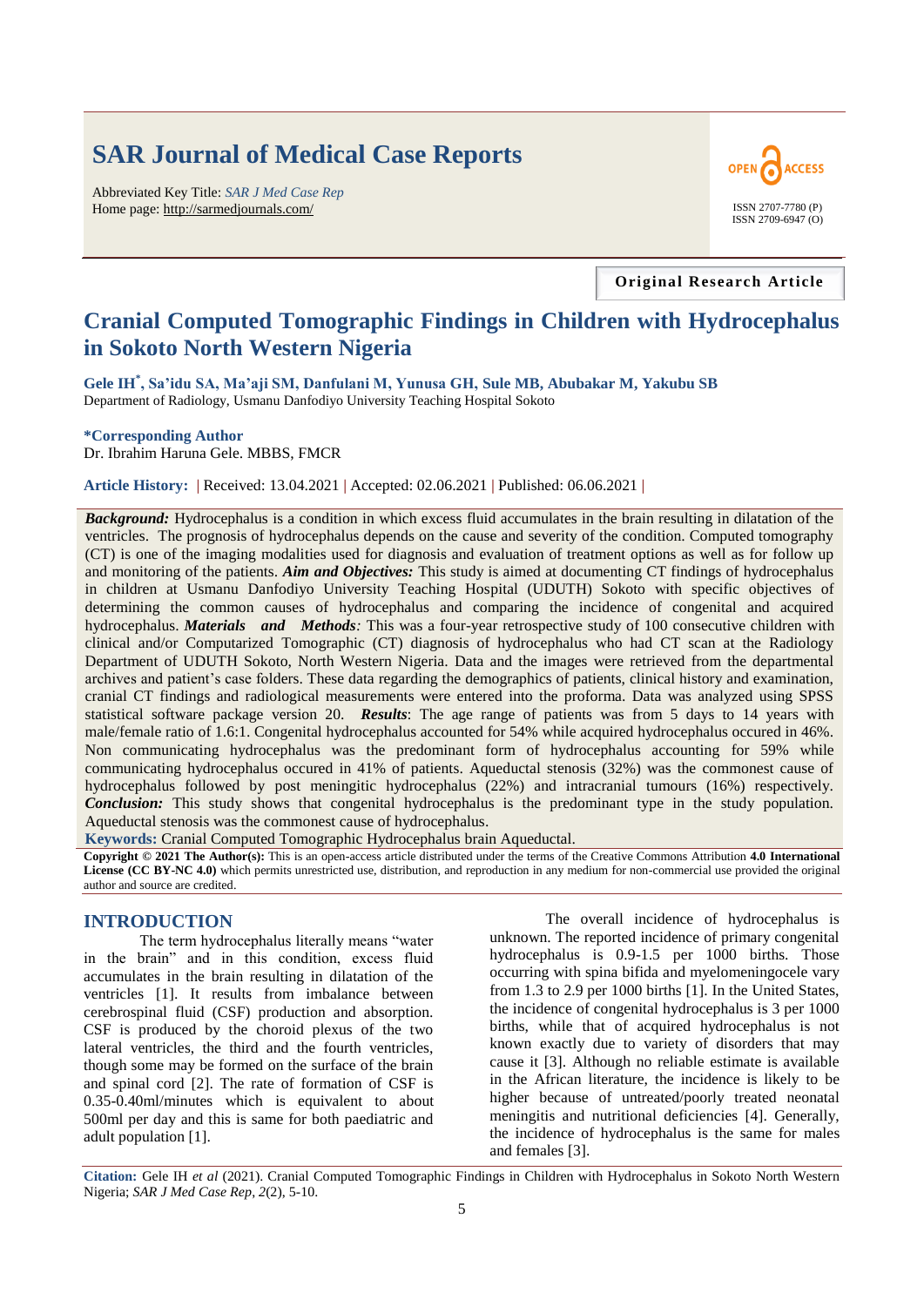# SAR Journal of Medical Case Reports

Abbreviated Key Title: *SAR J Med Case Rep*
Home page: http://sarmedjournals.com/

ISSN 2707-7780 (P)
ISSN 2709-6947 (O)

**Original Research Article**

# Cranial Computed Tomographic Findings in Children with Hydrocephalus in Sokoto North Western Nigeria

**Gele IH[*], Sa'idu SA, Ma'aji SM, Danfulani M, Yunusa GH, Sule MB, Abubakar M, Yakubu SB**
Department of Radiology, Usmanu Danfodiyo University Teaching Hospital Sokoto

**\*Corresponding Author**
Dr. Ibrahim Haruna Gele. MBBS, FMCR

**Article History:** | Received: 13.04.2021 | Accepted: 02.06.2021 | Published: 06.06.2021 |

***Background:*** Hydrocephalus is a condition in which excess fluid accumulates in the brain resulting in dilatation of the ventricles. The prognosis of hydrocephalus depends on the cause and severity of the condition. Computed tomography (CT) is one of the imaging modalities used for diagnosis and evaluation of treatment options as well as for follow up and monitoring of the patients. ***Aim and Objectives:*** This study is aimed at documenting CT findings of hydrocephalus in children at Usmanu Danfodiyo University Teaching Hospital (UDUTH) Sokoto with specific objectives of determining the common causes of hydrocephalus and comparing the incidence of congenital and acquired hydrocephalus. ***Materials and Methods****:* This was a four-year retrospective study of 100 consecutive children with clinical and/or Computarized Tomographic (CT) diagnosis of hydrocephalus who had CT scan at the Radiology Department of UDUTH Sokoto, North Western Nigeria. Data and the images were retrieved from the departmental archives and patient's case folders. These data regarding the demographics of patients, clinical history and examination, cranial CT findings and radiological measurements were entered into the proforma. Data was analyzed using SPSS statistical software package version 20. ***Results***: The age range of patients was from 5 days to 14 years with male/female ratio of 1.6:1. Congenital hydrocephalus accounted for 54% while acquired hydrocephalus occured in 46%. Non communicating hydrocephalus was the predominant form of hydrocephalus accounting for 59% while communicating hydrocephalus occured in 41% of patients. Aqueductal stenosis (32%) was the commonest cause of hydrocephalus followed by post meningitic hydrocephalus (22%) and intracranial tumours (16%) respectively. ***Conclusion:*** This study shows that congenital hydrocephalus is the predominant type in the study population. Aqueductal stenosis was the commonest cause of hydrocephalus.

**Keywords:** Cranial Computed Tomographic Hydrocephalus brain Aqueductal.

**Copyright © 2021 The Author(s):** This is an open-access article distributed under the terms of the Creative Commons Attribution **4.0 International License (CC BY-NC 4.0)** which permits unrestricted use, distribution, and reproduction in any medium for non-commercial use provided the original author and source are credited.

## INTRODUCTION

The term hydrocephalus literally means "water in the brain" and in this condition, excess fluid accumulates in the brain resulting in dilatation of the ventricles [1]. It results from imbalance between cerebrospinal fluid (CSF) production and absorption. CSF is produced by the choroid plexus of the two lateral ventricles, the third and the fourth ventricles, though some may be formed on the surface of the brain and spinal cord [2]. The rate of formation of CSF is 0.35-0.40ml/minutes which is equivalent to about 500ml per day and this is same for both paediatric and adult population [1].

The overall incidence of hydrocephalus is unknown. The reported incidence of primary congenital hydrocephalus is 0.9-1.5 per 1000 births. Those occurring with spina bifida and myelomeningocele vary from 1.3 to 2.9 per 1000 births [1]. In the United States, the incidence of congenital hydrocephalus is 3 per 1000 births, while that of acquired hydrocephalus is not known exactly due to variety of disorders that may cause it [3]. Although no reliable estimate is available in the African literature, the incidence is likely to be higher because of untreated/poorly treated neonatal meningitis and nutritional deficiencies [4]. Generally, the incidence of hydrocephalus is the same for males and females [3].

**Citation:** Gele IH *et al* (2021). Cranial Computed Tomographic Findings in Children with Hydrocephalus in Sokoto North Western Nigeria; *SAR J Med Case Rep*, *2*(2), 5-10.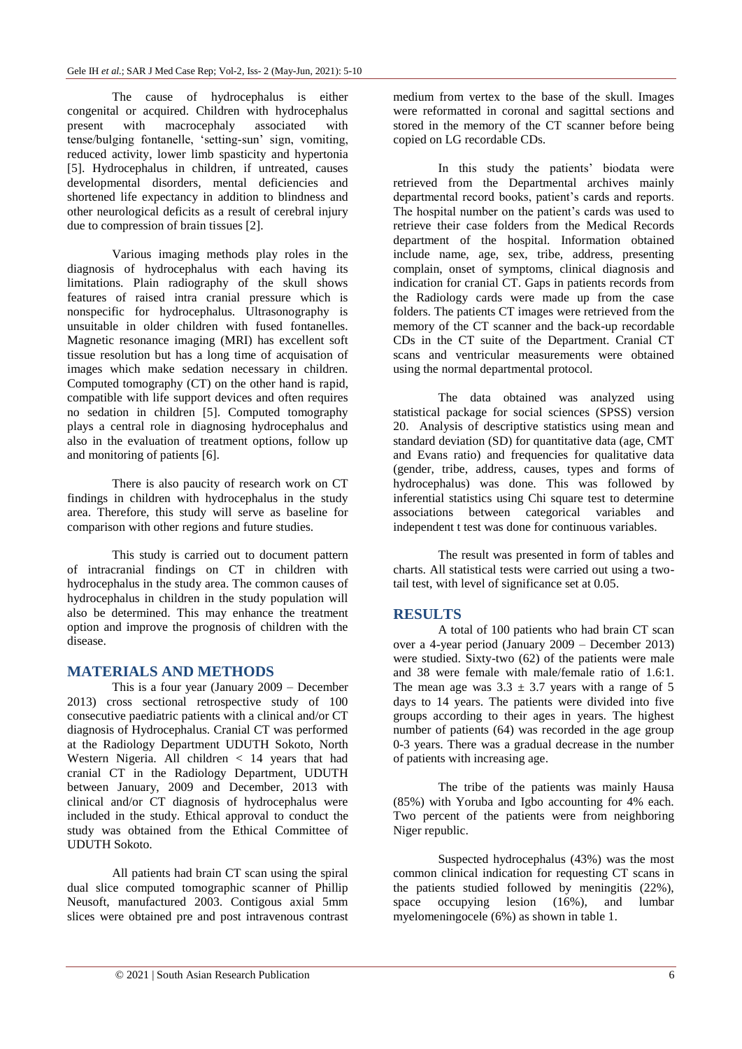The cause of hydrocephalus is either congenital or acquired. Children with hydrocephalus present with macrocephaly associated with tense/bulging fontanelle, 'setting-sun' sign, vomiting, reduced activity, lower limb spasticity and hypertonia [5]. Hydrocephalus in children, if untreated, causes developmental disorders, mental deficiencies and shortened life expectancy in addition to blindness and other neurological deficits as a result of cerebral injury due to compression of brain tissues [2].

Various imaging methods play roles in the diagnosis of hydrocephalus with each having its limitations. Plain radiography of the skull shows features of raised intra cranial pressure which is nonspecific for hydrocephalus. Ultrasonography is unsuitable in older children with fused fontanelles. Magnetic resonance imaging (MRI) has excellent soft tissue resolution but has a long time of acquisation of images which make sedation necessary in children. Computed tomography (CT) on the other hand is rapid, compatible with life support devices and often requires no sedation in children [5]. Computed tomography plays a central role in diagnosing hydrocephalus and also in the evaluation of treatment options, follow up and monitoring of patients [6].

There is also paucity of research work on CT findings in children with hydrocephalus in the study area. Therefore, this study will serve as baseline for comparison with other regions and future studies.

This study is carried out to document pattern of intracranial findings on CT in children with hydrocephalus in the study area. The common causes of hydrocephalus in children in the study population will also be determined. This may enhance the treatment option and improve the prognosis of children with the disease.

## MATERIALS AND METHODS

This is a four year (January 2009 – December 2013) cross sectional retrospective study of 100 consecutive paediatric patients with a clinical and/or CT diagnosis of Hydrocephalus. Cranial CT was performed at the Radiology Department UDUTH Sokoto, North Western Nigeria. All children < 14 years that had cranial CT in the Radiology Department, UDUTH between January, 2009 and December, 2013 with clinical and/or CT diagnosis of hydrocephalus were included in the study. Ethical approval to conduct the study was obtained from the Ethical Committee of UDUTH Sokoto.

All patients had brain CT scan using the spiral dual slice computed tomographic scanner of Phillip Neusoft, manufactured 2003. Contigous axial 5mm slices were obtained pre and post intravenous contrast medium from vertex to the base of the skull. Images were reformatted in coronal and sagittal sections and stored in the memory of the CT scanner before being copied on LG recordable CDs.

In this study the patients' biodata were retrieved from the Departmental archives mainly departmental record books, patient's cards and reports. The hospital number on the patient's cards was used to retrieve their case folders from the Medical Records department of the hospital. Information obtained include name, age, sex, tribe, address, presenting complain, onset of symptoms, clinical diagnosis and indication for cranial CT. Gaps in patients records from the Radiology cards were made up from the case folders. The patients CT images were retrieved from the memory of the CT scanner and the back-up recordable CDs in the CT suite of the Department. Cranial CT scans and ventricular measurements were obtained using the normal departmental protocol.

The data obtained was analyzed using statistical package for social sciences (SPSS) version 20. Analysis of descriptive statistics using mean and standard deviation (SD) for quantitative data (age, CMT and Evans ratio) and frequencies for qualitative data (gender, tribe, address, causes, types and forms of hydrocephalus) was done. This was followed by inferential statistics using Chi square test to determine associations between categorical variables and independent t test was done for continuous variables.

The result was presented in form of tables and charts. All statistical tests were carried out using a two-tail test, with level of significance set at 0.05.

## RESULTS

A total of 100 patients who had brain CT scan over a 4-year period (January 2009 – December 2013) were studied. Sixty-two (62) of the patients were male and 38 were female with male/female ratio of 1.6:1. The mean age was $3.3 \pm 3.7$ years with a range of 5 days to 14 years. The patients were divided into five groups according to their ages in years. The highest number of patients (64) was recorded in the age group 0-3 years. There was a gradual decrease in the number of patients with increasing age.

The tribe of the patients was mainly Hausa (85%) with Yoruba and Igbo accounting for 4% each. Two percent of the patients were from neighboring Niger republic.

Suspected hydrocephalus (43%) was the most common clinical indication for requesting CT scans in the patients studied followed by meningitis (22%), space occupying lesion (16%), and lumbar myelomeningocele (6%) as shown in table 1.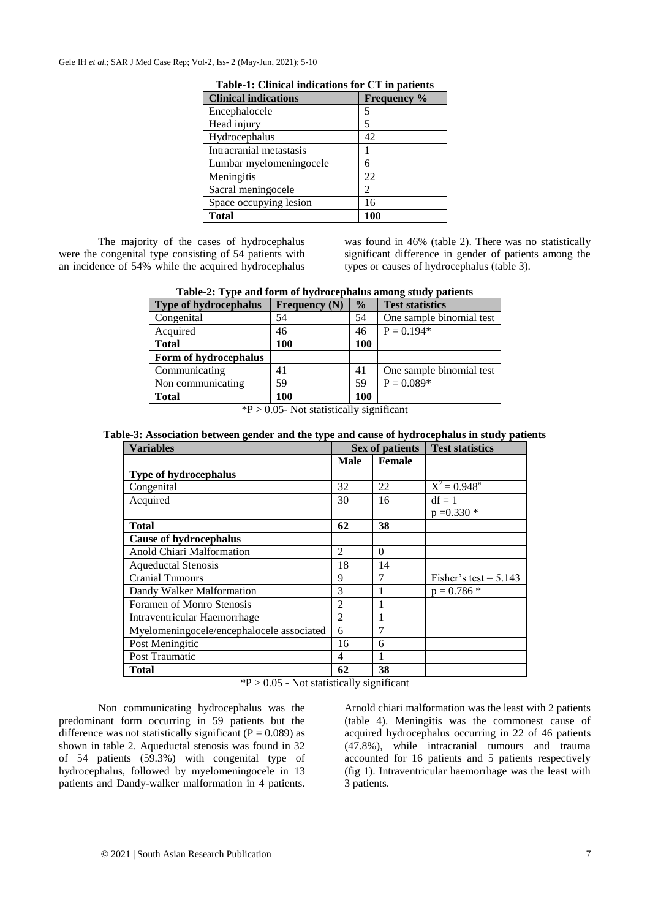**Table-1: Clinical indications for CT in patients**

| Clinical indications | Frequency % |
|---|---|
| Encephalocele | 5 |
| Head injury | 5 |
| Hydrocephalus | 42 |
| Intracranial metastasis | 1 |
| Lumbar myelomeningocele | 6 |
| Meningitis | 22 |
| Sacral meningocele | 2 |
| Space occupying lesion | 16 |
| **Total** | **100** |

The majority of the cases of hydrocephalus were the congenital type consisting of 54 patients with an incidence of 54% while the acquired hydrocephalus was found in 46% (table 2). There was no statistically significant difference in gender of patients among the types or causes of hydrocephalus (table 3).

**Table-2: Type and form of hydrocephalus among study patients**

| Type of hydrocephalus | Frequency (N) | % | Test statistics |
|---|---|---|---|
| Congenital | 54 | 54 | One sample binomial test |
| Acquired | 46 | 46 | P = 0.194* |
| **Total** | **100** | **100** | |
| **Form of hydrocephalus** | | | |
| Communicating | 41 | 41 | One sample binomial test |
| Non communicating | 59 | 59 | P = 0.089* |
| **Total** | **100** | **100** | |

*P > 0.05- Not statistically significant

**Table-3: Association between gender and the type and cause of hydrocephalus in study patients**

| Variables | Sex of patients | | Test statistics |
|---|---|---|---|
| | **Male** | **Female** | |
| **Type of hydrocephalus** | | | |
| Congenital | 32 | 22 | $X^2 = 0.948^a$ |
| Acquired | 30 | 16 | df = 1<br>p =0.330 * |
| **Total** | **62** | **38** | |
| **Cause of hydrocephalus** | | | |
| Anold Chiari Malformation | 2 | 0 | |
| Aqueductal Stenosis | 18 | 14 | |
| Cranial Tumours | 9 | 7 | Fisher's test = 5.143 |
| Dandy Walker Malformation | 3 | 1 | p = 0.786 * |
| Foramen of Monro Stenosis | 2 | 1 | |
| Intraventricular Haemorrhage | 2 | 1 | |
| Myelomeningocele/encephalocele associated | 6 | 7 | |
| Post Meningitic | 16 | 6 | |
| Post Traumatic | 4 | 1 | |
| **Total** | **62** | **38** | |

*P > 0.05 - Not statistically significant

Non communicating hydrocephalus was the predominant form occurring in 59 patients but the difference was not statistically significant (P = 0.089) as shown in table 2. Aqueductal stenosis was found in 32 of 54 patients (59.3%) with congenital type of hydrocephalus, followed by myelomeningocele in 13 patients and Dandy-walker malformation in 4 patients. Arnold chiari malformation was the least with 2 patients (table 4). Meningitis was the commonest cause of acquired hydrocephalus occurring in 22 of 46 patients (47.8%), while intracranial tumours and trauma accounted for 16 patients and 5 patients respectively (fig 1). Intraventricular haemorrhage was the least with 3 patients.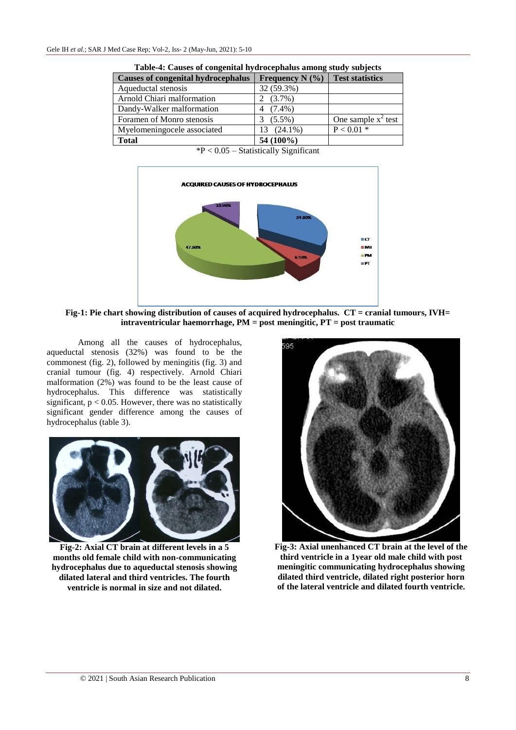**Table-4: Causes of congenital hydrocephalus among study subjects**

| Causes of congenital hydrocephalus | Frequency N (%) | Test statistics |
|---|---|---|
| Aqueductal stenosis | 32 (59.3%) | |
| Arnold Chiari malformation | 2 (3.7%) | |
| Dandy-Walker malformation | 4 (7.4%) | |
| Foramen of Monro stenosis | 3 (5.5%) | One sample $x^2$ test |
| Myelomeningocele associated | 13 (24.1%) | $P < 0.01$ * |
| **Total** | **54 (100%)** | |

*$P < 0.05$ – Statistically Significant

**Fig-1: Pie chart showing distribution of causes of acquired hydrocephalus. CT = cranial tumours, IVH= intraventricular haemorrhage, PM = post meningitic, PT = post traumatic**

Among all the causes of hydrocephalus, aqueductal stenosis (32%) was found to be the commonest (fig. 2), followed by meningitis (fig. 3) and cranial tumour (fig. 4) respectively. Arnold Chiari malformation (2%) was found to be the least cause of hydrocephalus. This difference was statistically significant, $p < 0.05$. However, there was no statistically significant gender difference among the causes of hydrocephalus (table 3).

**Fig-2: Axial CT brain at different levels in a 5 months old female child with non-communicating hydrocephalus due to aqueductal stenosis showing dilated lateral and third ventricles. The fourth ventricle is normal in size and not dilated.**

**Fig-3: Axial unenhanced CT brain at the level of the third ventricle in a 1year old male child with post meningitic communicating hydrocephalus showing dilated third ventricle, dilated right posterior horn of the lateral ventricle and dilated fourth ventricle.**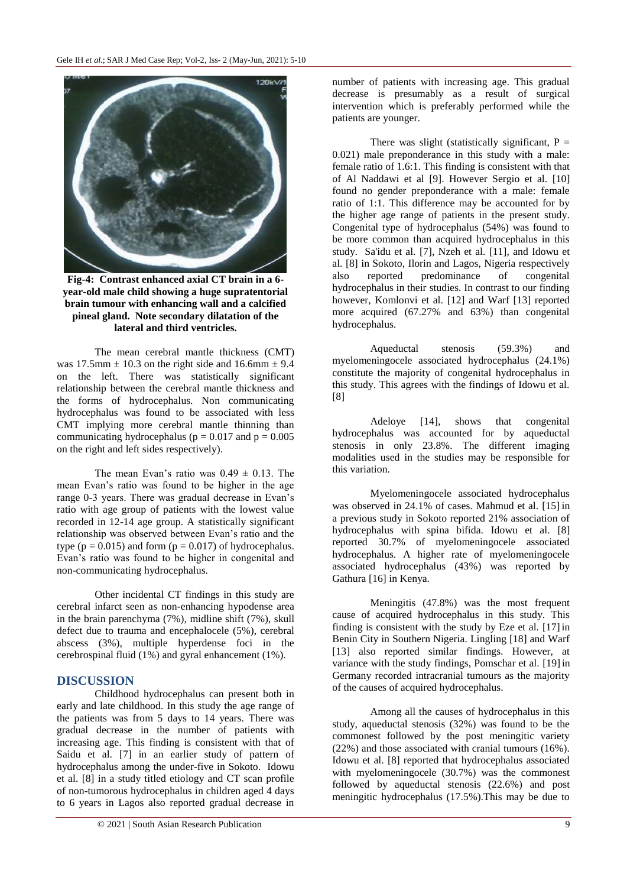**Fig-4: Contrast enhanced axial CT brain in a 6-year-old male child showing a huge supratentorial brain tumour with enhancing wall and a calcified pineal gland. Note secondary dilatation of the lateral and third ventricles.**

The mean cerebral mantle thickness (CMT) was 17.5mm ± 10.3 on the right side and 16.6mm ± 9.4 on the left. There was statistically significant relationship between the cerebral mantle thickness and the forms of hydrocephalus. Non communicating hydrocephalus was found to be associated with less CMT implying more cerebral mantle thinning than communicating hydrocephalus ($p = 0.017$ and $p = 0.005$ on the right and left sides respectively).

The mean Evan's ratio was $0.49 \pm 0.13$. The mean Evan's ratio was found to be higher in the age range 0-3 years. There was gradual decrease in Evan's ratio with age group of patients with the lowest value recorded in 12-14 age group. A statistically significant relationship was observed between Evan's ratio and the type ($p = 0.015$) and form ($p = 0.017$) of hydrocephalus. Evan's ratio was found to be higher in congenital and non-communicating hydrocephalus.

Other incidental CT findings in this study are cerebral infarct seen as non-enhancing hypodense area in the brain parenchyma (7%), midline shift (7%), skull defect due to trauma and encephalocele (5%), cerebral abscess (3%), multiple hyperdense foci in the cerebrospinal fluid (1%) and gyral enhancement (1%).

## DISCUSSION

Childhood hydrocephalus can present both in early and late childhood. In this study the age range of the patients was from 5 days to 14 years. There was gradual decrease in the number of patients with increasing age. This finding is consistent with that of Saidu et al. [7] in an earlier study of pattern of hydrocephalus among the under-five in Sokoto. Idowu et al. [8] in a study titled etiology and CT scan profile of non-tumorous hydrocephalus in children aged 4 days to 6 years in Lagos also reported gradual decrease in number of patients with increasing age. This gradual decrease is presumably as a result of surgical intervention which is preferably performed while the patients are younger.

There was slight (statistically significant, $P = 0.021$) male preponderance in this study with a male: female ratio of 1.6:1. This finding is consistent with that of Al Naddawi et al [9]. However Sergio et al. [10] found no gender preponderance with a male: female ratio of 1:1. This difference may be accounted for by the higher age range of patients in the present study. Congenital type of hydrocephalus (54%) was found to be more common than acquired hydrocephalus in this study. Sa'idu et al. [7], Nzeh et al. [11], and Idowu et al. [8] in Sokoto, Ilorin and Lagos, Nigeria respectively also reported predominance of congenital hydrocephalus in their studies. In contrast to our finding however, Komlonvi et al. [12] and Warf [13] reported more acquired (67.27% and 63%) than congenital hydrocephalus.

Aqueductal stenosis (59.3%) and myelomeningocele associated hydrocephalus (24.1%) constitute the majority of congenital hydrocephalus in this study. This agrees with the findings of Idowu et al. [8]

Adeloye [14], shows that congenital hydrocephalus was accounted for by aqueductal stenosis in only 23.8%. The different imaging modalities used in the studies may be responsible for this variation.

Myelomeningocele associated hydrocephalus was observed in 24.1% of cases. Mahmud et al. [15] in a previous study in Sokoto reported 21% association of hydrocephalus with spina bifida. Idowu et al. [8] reported 30.7% of myelomeningocele associated hydrocephalus. A higher rate of myelomeningocele associated hydrocephalus (43%) was reported by Gathura [16] in Kenya.

Meningitis (47.8%) was the most frequent cause of acquired hydrocephalus in this study. This finding is consistent with the study by Eze et al. [17] in Benin City in Southern Nigeria. Lingling [18] and Warf [13] also reported similar findings. However, at variance with the study findings, Pomschar et al. [19] in Germany recorded intracranial tumours as the majority of the causes of acquired hydrocephalus.

Among all the causes of hydrocephalus in this study, aqueductal stenosis (32%) was found to be the commonest followed by the post meningitic variety (22%) and those associated with cranial tumours (16%). Idowu et al. [8] reported that hydrocephalus associated with myelomeningocele (30.7%) was the commonest followed by aqueductal stenosis (22.6%) and post meningitic hydrocephalus (17.5%).This may be due to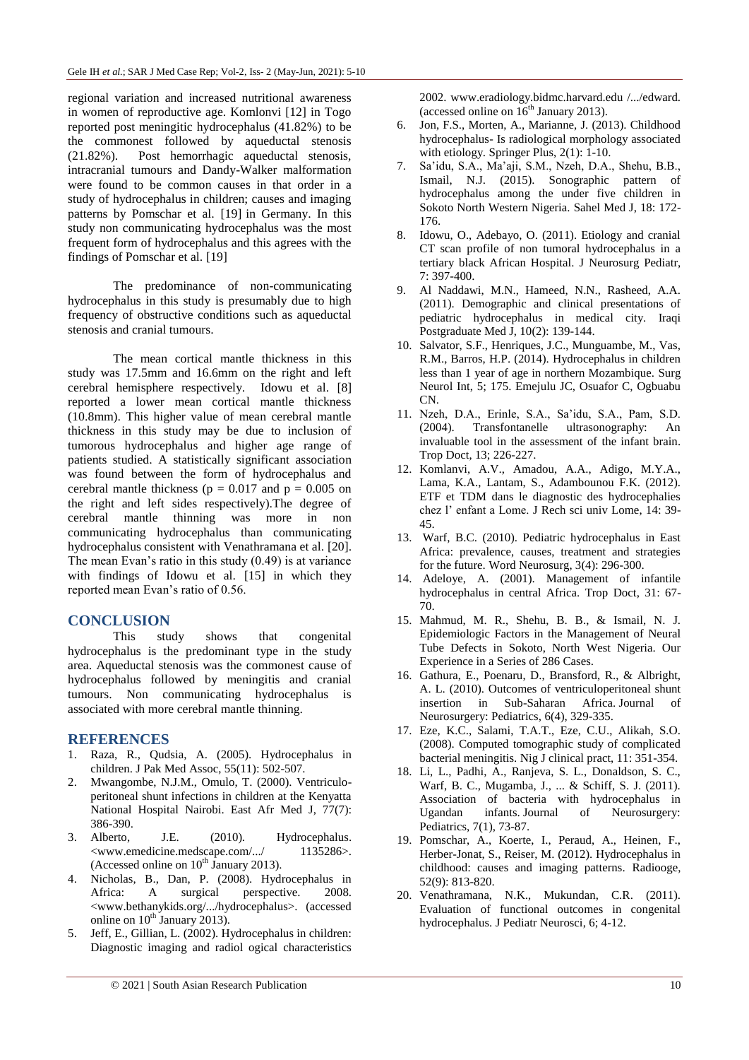regional variation and increased nutritional awareness in women of reproductive age. Komlonvi [12] in Togo reported post meningitic hydrocephalus (41.82%) to be the commonest followed by aqueductal stenosis (21.82%). Post hemorrhagic aqueductal stenosis, intracranial tumours and Dandy-Walker malformation were found to be common causes in that order in a study of hydrocephalus in children; causes and imaging patterns by Pomschar et al. [19] in Germany. In this study non communicating hydrocephalus was the most frequent form of hydrocephalus and this agrees with the findings of Pomschar et al. [19]

The predominance of non-communicating hydrocephalus in this study is presumably due to high frequency of obstructive conditions such as aqueductal stenosis and cranial tumours.

The mean cortical mantle thickness in this study was 17.5mm and 16.6mm on the right and left cerebral hemisphere respectively. Idowu et al. [8] reported a lower mean cortical mantle thickness (10.8mm). This higher value of mean cerebral mantle thickness in this study may be due to inclusion of tumorous hydrocephalus and higher age range of patients studied. A statistically significant association was found between the form of hydrocephalus and cerebral mantle thickness ($p = 0.017$ and $p = 0.005$ on the right and left sides respectively).The degree of cerebral mantle thinning was more in non communicating hydrocephalus than communicating hydrocephalus consistent with Venathramana et al. [20]. The mean Evan's ratio in this study (0.49) is at variance with findings of Idowu et al. [15] in which they reported mean Evan's ratio of 0.56.

## CONCLUSION

This study shows that congenital hydrocephalus is the predominant type in the study area. Aqueductal stenosis was the commonest cause of hydrocephalus followed by meningitis and cranial tumours. Non communicating hydrocephalus is associated with more cerebral mantle thinning.

## REFERENCES

1. Raza, R., Qudsia, A. (2005). Hydrocephalus in children. J Pak Med Assoc, 55(11): 502-507.
2. Mwangombe, N.J.M., Omulo, T. (2000). Ventriculo-peritoneal shunt infections in children at the Kenyatta National Hospital Nairobi. East Afr Med J, 77(7): 386-390.
3. Alberto, J.E. (2010). Hydrocephalus. <www.emedicine.medscape.com/.../ 1135286>. (Accessed online on 10th January 2013).
4. Nicholas, B., Dan, P. (2008). Hydrocephalus in Africa: A surgical perspective. 2008. <www.bethanykids.org/.../hydrocephalus>. (accessed online on 10th January 2013).
5. Jeff, E., Gillian, L. (2002). Hydrocephalus in children: Diagnostic imaging and radiol ogical characteristics 2002. www.eradiology.bidmc.harvard.edu /.../edward. (accessed online on 16th January 2013).
6. Jon, F.S., Morten, A., Marianne, J. (2013). Childhood hydrocephalus- Is radiological morphology associated with etiology. Springer Plus, 2(1): 1-10.
7. Sa'idu, S.A., Ma'aji, S.M., Nzeh, D.A., Shehu, B.B., Ismail, N.J. (2015). Sonographic pattern of hydrocephalus among the under five children in Sokoto North Western Nigeria. Sahel Med J, 18: 172-176.
8. Idowu, O., Adebayo, O. (2011). Etiology and cranial CT scan profile of non tumoral hydrocephalus in a tertiary black African Hospital. J Neurosurg Pediatr, 7: 397-400.
9. Al Naddawi, M.N., Hameed, N.N., Rasheed, A.A. (2011). Demographic and clinical presentations of pediatric hydrocephalus in medical city. Iraqi Postgraduate Med J, 10(2): 139-144.
10. Salvator, S.F., Henriques, J.C., Munguambe, M., Vas, R.M., Barros, H.P. (2014). Hydrocephalus in children less than 1 year of age in northern Mozambique. Surg Neurol Int, 5; 175. Emejulu JC, Osuafor C, Ogbuabu CN.
11. Nzeh, D.A., Erinle, S.A., Sa'idu, S.A., Pam, S.D. (2004). Transfontanelle ultrasonography: An invaluable tool in the assessment of the infant brain. Trop Doct, 13; 226-227.
12. Komlanvi, A.V., Amadou, A.A., Adigo, M.Y.A., Lama, K.A., Lantam, S., Adambounou F.K. (2012). ETF et TDM dans le diagnostic des hydrocephalies chez l' enfant a Lome. J Rech sci univ Lome, 14: 39-45.
13. Warf, B.C. (2010). Pediatric hydrocephalus in East Africa: prevalence, causes, treatment and strategies for the future. Word Neurosurg, 3(4): 296-300.
14. Adeloye, A. (2001). Management of infantile hydrocephalus in central Africa. Trop Doct, 31: 67-70.
15. Mahmud, M. R., Shehu, B. B., & Ismail, N. J. Epidemiologic Factors in the Management of Neural Tube Defects in Sokoto, North West Nigeria. Our Experience in a Series of 286 Cases.
16. Gathura, E., Poenaru, D., Bransford, R., & Albright, A. L. (2010). Outcomes of ventriculoperitoneal shunt insertion in Sub-Saharan Africa. Journal of Neurosurgery: Pediatrics, 6(4), 329-335.
17. Eze, K.C., Salami, T.A.T., Eze, C.U., Alikah, S.O. (2008). Computed tomographic study of complicated bacterial meningitis. Nig J clinical pract, 11: 351-354.
18. Li, L., Padhi, A., Ranjeva, S. L., Donaldson, S. C., Warf, B. C., Mugamba, J., ... & Schiff, S. J. (2011). Association of bacteria with hydrocephalus in Ugandan infants. Journal of Neurosurgery: Pediatrics, 7(1), 73-87.
19. Pomschar, A., Koerte, I., Peraud, A., Heinen, F., Herber-Jonat, S., Reiser, M. (2012). Hydrocephalus in childhood: causes and imaging patterns. Radiooge, 52(9): 813-820.
20. Venathramana, N.K., Mukundan, C.R. (2011). Evaluation of functional outcomes in congenital hydrocephalus. J Pediatr Neurosci, 6; 4-12.